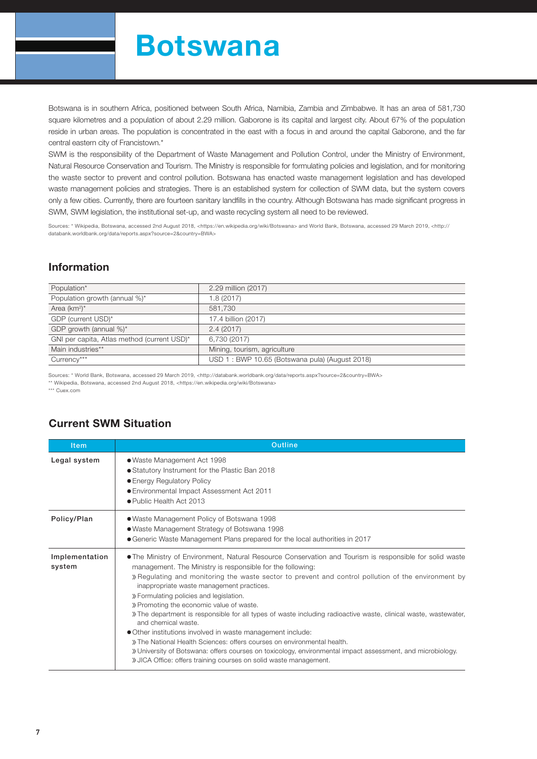# Botswana

Botswana is in southern Africa, positioned between South Africa, Namibia, Zambia and Zimbabwe. It has an area of 581,730 square kilometres and a population of about 2.29 million. Gaborone is its capital and largest city. About 67% of the population reside in urban areas. The population is concentrated in the east with a focus in and around the capital Gaborone, and the far central eastern city of Francistown.*

SWM is the responsibility of the Department of Waste Management and Pollution Control, under the Ministry of Environment, Natural Resource Conservation and Tourism. The Ministry is responsible for formulating policies and legislation, and for monitoring the waste sector to prevent and control pollution. Botswana has enacted waste management legislation and has developed waste management policies and strategies. There is an established system for collection of SWM data, but the system covers only a few cities. Currently, there are fourteen sanitary landfills in the country. Although Botswana has made significant progress in SWM, SWM legislation, the institutional set-up, and waste recycling system all need to be reviewed.

Sources: * Wikipedia, Botswana, accessed 2nd August 2018, <https://en.wikipedia.org/wiki/Botswana> and World Bank, Botswana, accessed 29 March 2019, <http://databank.worldbank.org/data/reports.aspx?source=2&country=BWA>

## Information

| | |
|---|---|
| Population* | 2.29 million (2017) |
| Population growth (annual %)* | 1.8 (2017) |
| Area (km$^2$)* | 581,730 |
| GDP (current USD)* | 17.4 billion (2017) |
| GDP growth (annual %)* | 2.4 (2017) |
| GNI per capita, Atlas method (current USD)* | 6,730 (2017) |
| Main industries** | Mining, tourism, agriculture |
| Currency*** | USD 1 : BWP 10.65 (Botswana pula) (August 2018) |

Sources: * World Bank, Botswana, accessed 29 March 2019, <http://databank.worldbank.org/data/reports.aspx?source=2&country=BWA>
** Wikipedia, Botswana, accessed 2nd August 2018, <https://en.wikipedia.org/wiki/Botswana>
*** Cuex.com

## Current SWM Situation

| Item | Outline |
|---|---|
| Legal system | ● Waste Management Act 1998<br>● Statutory Instrument for the Plastic Ban 2018<br>● Energy Regulatory Policy<br>● Environmental Impact Assessment Act 2011<br>● Public Health Act 2013 |
| Policy/Plan | ● Waste Management Policy of Botswana 1998<br>● Waste Management Strategy of Botswana 1998<br>● Generic Waste Management Plans prepared for the local authorities in 2017 |
| Implementation system | ● The Ministry of Environment, Natural Resource Conservation and Tourism is responsible for solid waste management. The Ministry is responsible for the following:<br>» Regulating and monitoring the waste sector to prevent and control pollution of the environment by inappropriate waste management practices.<br>» Formulating policies and legislation.<br>» Promoting the economic value of waste.<br>» The department is responsible for all types of waste including radioactive waste, clinical waste, wastewater, and chemical waste.<br>● Other institutions involved in waste management include:<br>» The National Health Sciences: offers courses on environmental health.<br>» University of Botswana: offers courses on toxicology, environmental impact assessment, and microbiology.<br>» JICA Office: offers training courses on solid waste management. |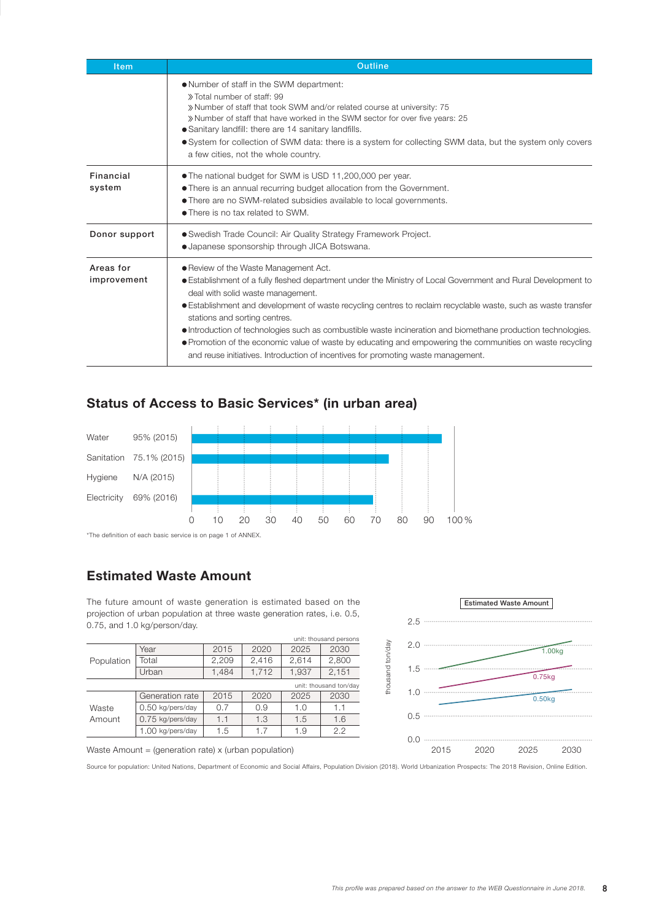| Item | Outline |
|---|---|
| | ● Number of staff in the SWM department:<br>» Total number of staff: 99<br>» Number of staff that took SWM and/or related course at university: 75<br>» Number of staff that have worked in the SWM sector for over five years: 25<br>● Sanitary landfill: there are 14 sanitary landfills.<br>● System for collection of SWM data: there is a system for collecting SWM data, but the system only covers a few cities, not the whole country. |
| Financial system | ● The national budget for SWM is USD 11,200,000 per year.<br>● There is an annual recurring budget allocation from the Government.<br>● There are no SWM-related subsidies available to local governments.<br>● There is no tax related to SWM. |
| Donor support | ● Swedish Trade Council: Air Quality Strategy Framework Project.<br>● Japanese sponsorship through JICA Botswana. |
| Areas for improvement | ● Review of the Waste Management Act.<br>● Establishment of a fully fleshed department under the Ministry of Local Government and Rural Development to deal with solid waste management.<br>● Establishment and development of waste recycling centres to reclaim recyclable waste, such as waste transfer stations and sorting centres.<br>● Introduction of technologies such as combustible waste incineration and biomethane production technologies.<br>● Promotion of the economic value of waste by educating and empowering the communities on waste recycling and reuse initiatives. Introduction of incentives for promoting waste management. |

## Status of Access to Basic Services* (in urban area)

Water 95% (2015)
Sanitation 75.1% (2015)
Hygiene N/A (2015)
Electricity 69% (2016)

0 10 20 30 40 50 60 70 80 90 100 %

*The definition of each basic service is on page 1 of ANNEX.

## Estimated Waste Amount

The future amount of waste generation is estimated based on the projection of urban population at three waste generation rates, i.e. 0.5, 0.75, and 1.0 kg/person/day.

unit: thousand persons

| | | | | | |
|---|---|---|---|---|---|
| Population | Year | 2015 | 2020 | 2025 | 2030 |
| | Total | 2,209 | 2,416 | 2,614 | 2,800 |
| | Urban | 1,484 | 1,712 | 1,937 | 2,151 |

unit: thousand ton/day

| | | | | | |
|---|---|---|---|---|---|
| Waste Amount | Generation rate | 2015 | 2020 | 2025 | 2030 |
| | 0.50 kg/pers/day | 0.7 | 0.9 | 1.0 | 1.1 |
| | 0.75 kg/pers/day | 1.1 | 1.3 | 1.5 | 1.6 |
| | 1.00 kg/pers/day | 1.5 | 1.7 | 1.9 | 2.2 |

Waste Amount = (generation rate) x (urban population)

Estimated Waste Amount

thousand ton/day

2.5
2.0
1.5
1.0
0.5
0.0

2015 2020 2025 2030

1.00kg
0.75kg
0.50kg

Source for population: United Nations, Department of Economic and Social Affairs, Population Division (2018). World Urbanization Prospects: The 2018 Revision, Online Edition.

*This profile was prepared based on the answer to the WEB Questionnaire in June 2018.*